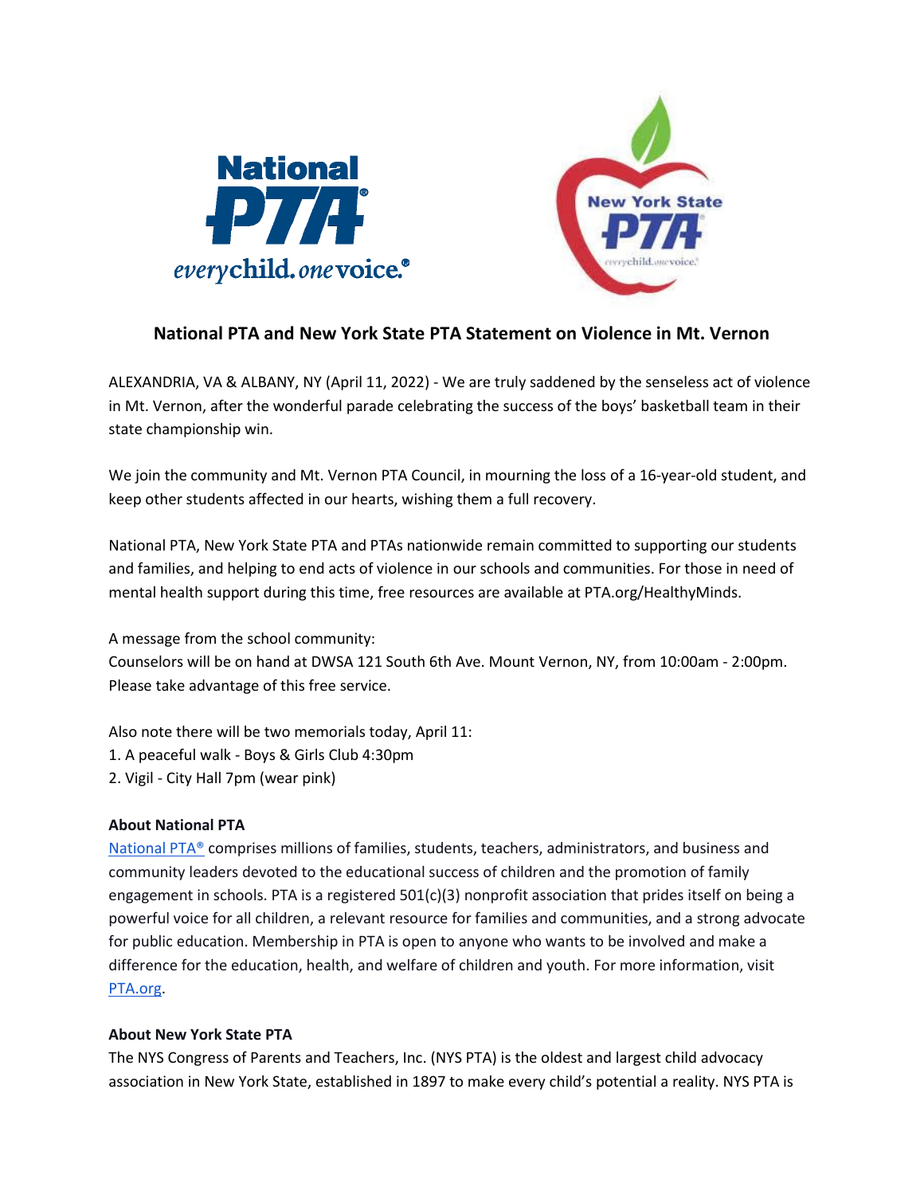# National PTA and New York State PTA Statement on Violence in Mt. Vernon

ALEXANDRIA, VA & ALBANY, NY (April 11, 2022) - We are truly saddened by the senseless act of violence in Mt. Vernon, after the wonderful parade celebrating the success of the boys' basketball team in their state championship win.

We join the community and Mt. Vernon PTA Council, in mourning the loss of a 16-year-old student, and keep other students affected in our hearts, wishing them a full recovery.

National PTA, New York State PTA and PTAs nationwide remain committed to supporting our students and families, and helping to end acts of violence in our schools and communities. For those in need of mental health support during this time, free resources are available at PTA.org/HealthyMinds.

A message from the school community:
Counselors will be on hand at DWSA 121 South 6th Ave. Mount Vernon, NY, from 10:00am - 2:00pm. Please take advantage of this free service.

Also note there will be two memorials today, April 11:

1. A peaceful walk - Boys & Girls Club 4:30pm
2. Vigil - City Hall 7pm (wear pink)

**About National PTA**

[National PTA®](https://PTA.org) comprises millions of families, students, teachers, administrators, and business and community leaders devoted to the educational success of children and the promotion of family engagement in schools. PTA is a registered 501(c)(3) nonprofit association that prides itself on being a powerful voice for all children, a relevant resource for families and communities, and a strong advocate for public education. Membership in PTA is open to anyone who wants to be involved and make a difference for the education, health, and welfare of children and youth. For more information, visit [PTA.org](https://PTA.org).

**About New York State PTA**

The NYS Congress of Parents and Teachers, Inc. (NYS PTA) is the oldest and largest child advocacy association in New York State, established in 1897 to make every child's potential a reality. NYS PTA is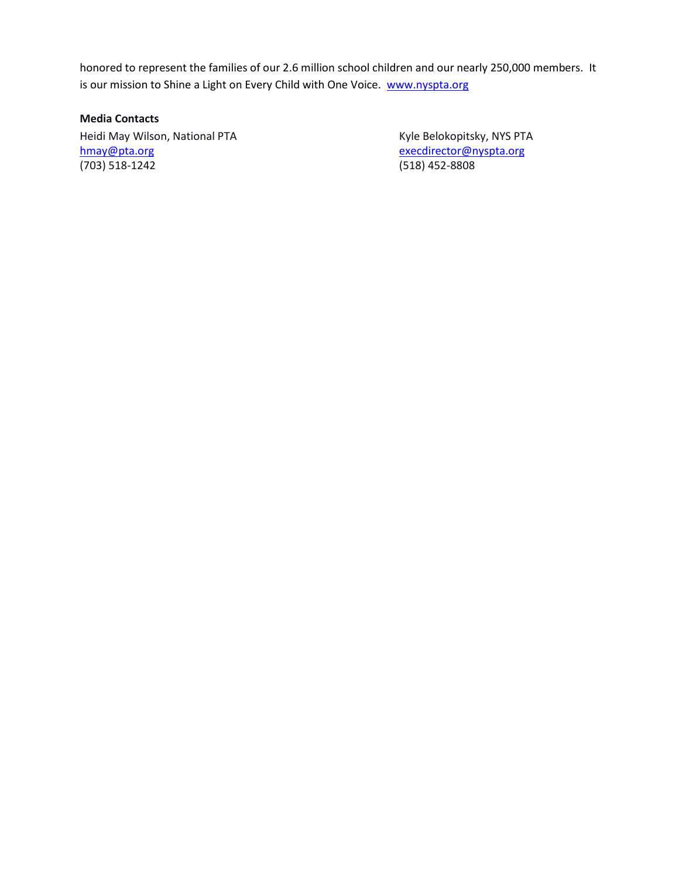honored to represent the families of our 2.6 million school children and our nearly 250,000 members. It is our mission to Shine a Light on Every Child with One Voice. www.nyspta.org

**Media Contacts**

Heidi May Wilson, National PTA
hmay@pta.org
(703) 518-1242

Kyle Belokopitsky, NYS PTA
execdirector@nyspta.org
(518) 452-8808